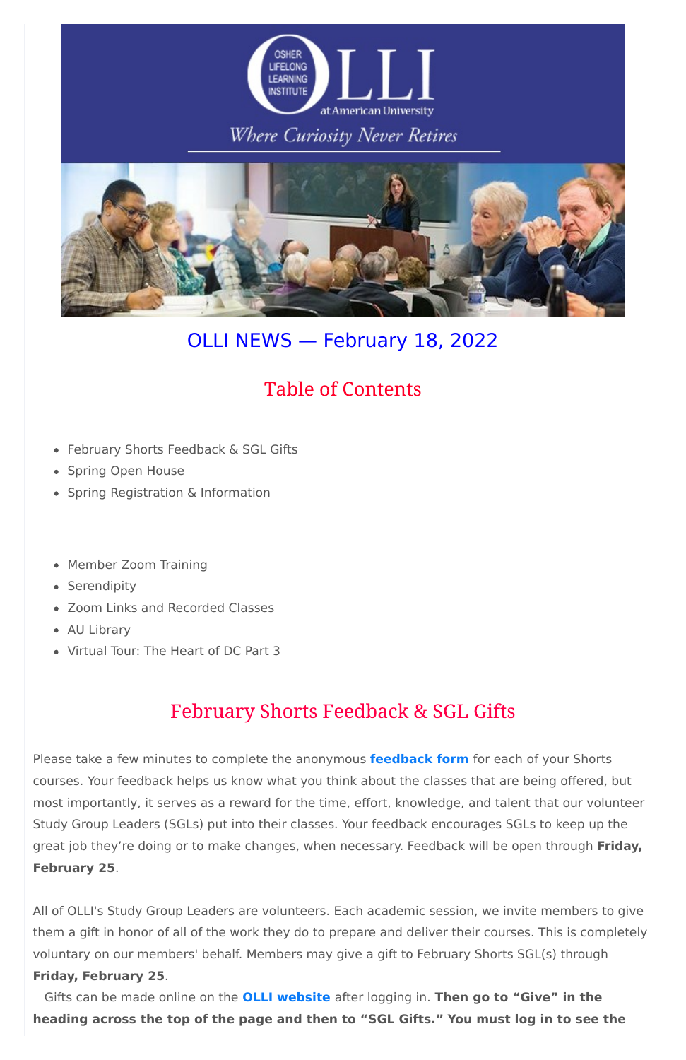# OLLI NEWS — February 18, 2022

## Table of Contents

- February Shorts Feedback & SGL Gifts
- Spring Open House
- Spring Registration & Information

- Member Zoom Training
- Serendipity
- Zoom Links and Recorded Classes
- AU Library
- Virtual Tour: The Heart of DC Part 3

## February Shorts Feedback & SGL Gifts

Please take a few minutes to complete the anonymous **feedback form** for each of your Shorts courses. Your feedback helps us know what you think about the classes that are being offered, but most importantly, it serves as a reward for the time, effort, knowledge, and talent that our volunteer Study Group Leaders (SGLs) put into their classes. Your feedback encourages SGLs to keep up the great job they're doing or to make changes, when necessary. Feedback will be open through **Friday, February 25**.

All of OLLI's Study Group Leaders are volunteers. Each academic session, we invite members to give them a gift in honor of all of the work they do to prepare and deliver their courses. This is completely voluntary on our members' behalf. Members may give a gift to February Shorts SGL(s) through **Friday, February 25**.

Gifts can be made online on the **OLLI website** after logging in. **Then go to "Give" in the heading across the top of the page and then to "SGL Gifts." You must log in to see the**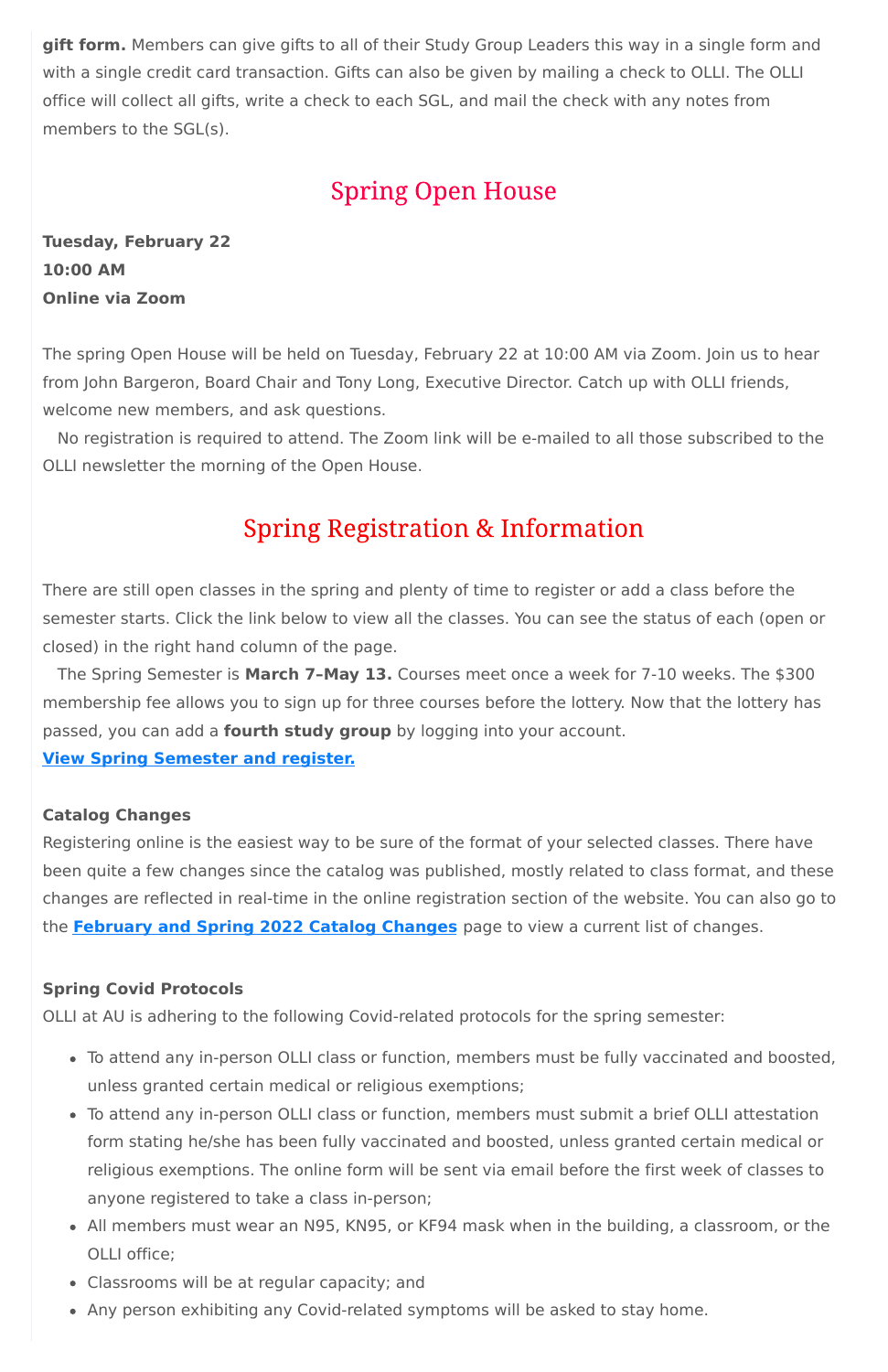**gift form.** Members can give gifts to all of their Study Group Leaders this way in a single form and with a single credit card transaction. Gifts can also be given by mailing a check to OLLI. The OLLI office will collect all gifts, write a check to each SGL, and mail the check with any notes from members to the SGL(s).

## Spring Open House

**Tuesday, February 22**
**10:00 AM**
**Online via Zoom**

The spring Open House will be held on Tuesday, February 22 at 10:00 AM via Zoom. Join us to hear from John Bargeron, Board Chair and Tony Long, Executive Director. Catch up with OLLI friends, welcome new members, and ask questions.

No registration is required to attend. The Zoom link will be e-mailed to all those subscribed to the OLLI newsletter the morning of the Open House.

## Spring Registration & Information

There are still open classes in the spring and plenty of time to register or add a class before the semester starts. Click the link below to view all the classes. You can see the status of each (open or closed) in the right hand column of the page.

The Spring Semester is **March 7–May 13.** Courses meet once a week for 7-10 weeks. The $300 membership fee allows you to sign up for three courses before the lottery. Now that the lottery has passed, you can add a **fourth study group** by logging into your account.

**View Spring Semester and register.**

**Catalog Changes**

Registering online is the easiest way to be sure of the format of your selected classes. There have been quite a few changes since the catalog was published, mostly related to class format, and these changes are reflected in real-time in the online registration section of the website. You can also go to the **February and Spring 2022 Catalog Changes** page to view a current list of changes.

**Spring Covid Protocols**

OLLI at AU is adhering to the following Covid-related protocols for the spring semester:

- To attend any in-person OLLI class or function, members must be fully vaccinated and boosted, unless granted certain medical or religious exemptions;
- To attend any in-person OLLI class or function, members must submit a brief OLLI attestation form stating he/she has been fully vaccinated and boosted, unless granted certain medical or religious exemptions. The online form will be sent via email before the first week of classes to anyone registered to take a class in-person;
- All members must wear an N95, KN95, or KF94 mask when in the building, a classroom, or the OLLI office;
- Classrooms will be at regular capacity; and
- Any person exhibiting any Covid-related symptoms will be asked to stay home.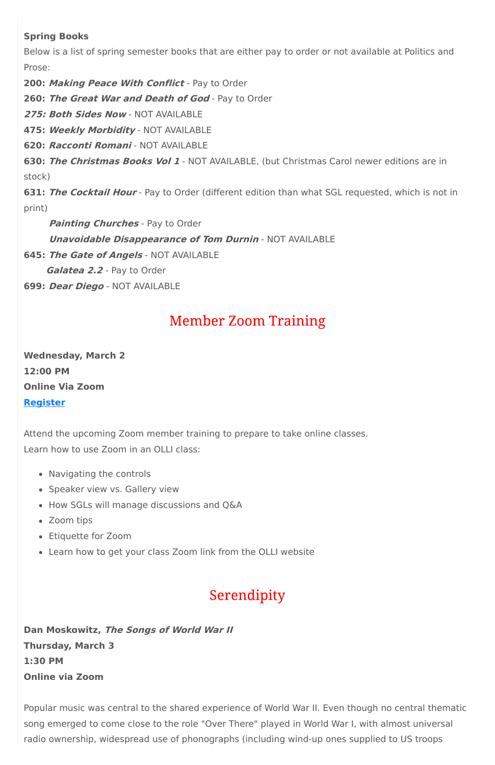**Spring Books**

Below is a list of spring semester books that are either pay to order or not available at Politics and Prose:

**200:** ***Making Peace With Conflict*** - Pay to Order

**260:** ***The Great War and Death of God*** - Pay to Order

***275: Both Sides Now*** - NOT AVAILABLE

**475:** ***Weekly Morbidity*** - NOT AVAILABLE

**620:** ***Racconti Romani*** - NOT AVAILABLE

**630:** ***The Christmas Books Vol 1*** - NOT AVAILABLE, (but Christmas Carol newer editions are in stock)

**631:** ***The Cocktail Hour*** - Pay to Order (different edition than what SGL requested, which is not in print)

***Painting Churches*** - Pay to Order

***Unavoidable Disappearance of Tom Durnin*** - NOT AVAILABLE

**645:** ***The Gate of Angels*** - NOT AVAILABLE

***Galatea 2.2*** - Pay to Order

**699:** ***Dear Diego*** - NOT AVAILABLE

## Member Zoom Training

**Wednesday, March 2**
**12:00 PM**
**Online Via Zoom**
**Register**

Attend the upcoming Zoom member training to prepare to take online classes.
Learn how to use Zoom in an OLLI class:

- Navigating the controls
- Speaker view vs. Gallery view
- How SGLs will manage discussions and Q&A
- Zoom tips
- Etiquette for Zoom
- Learn how to get your class Zoom link from the OLLI website

## Serendipity

**Dan Moskowitz,** ***The Songs of World War II***
**Thursday, March 3**
**1:30 PM**
**Online via Zoom**

Popular music was central to the shared experience of World War II. Even though no central thematic song emerged to come close to the role "Over There" played in World War I, with almost universal radio ownership, widespread use of phonographs (including wind-up ones supplied to US troops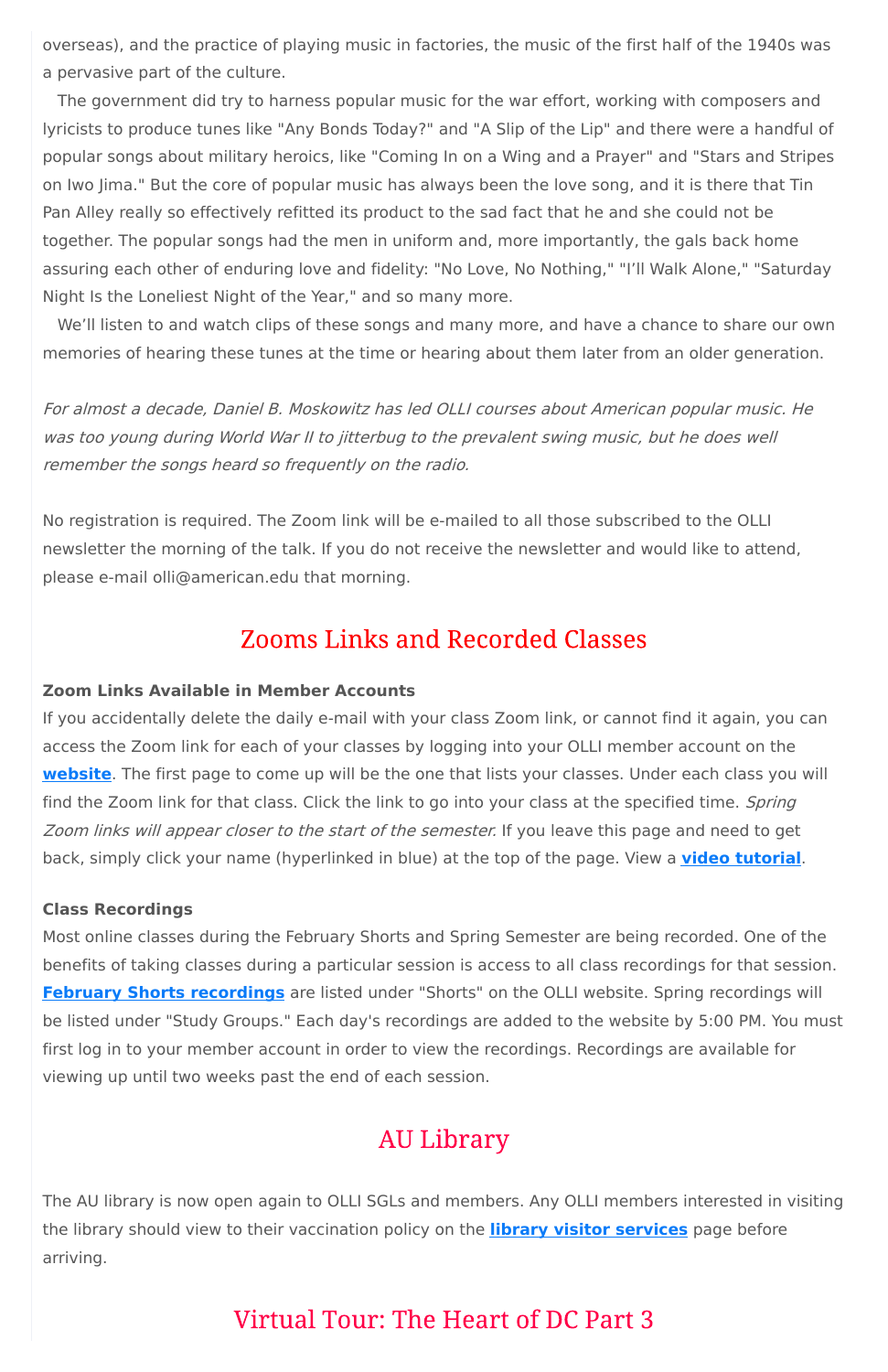overseas), and the practice of playing music in factories, the music of the first half of the 1940s was a pervasive part of the culture.

The government did try to harness popular music for the war effort, working with composers and lyricists to produce tunes like "Any Bonds Today?" and "A Slip of the Lip" and there were a handful of popular songs about military heroics, like "Coming In on a Wing and a Prayer" and "Stars and Stripes on Iwo Jima." But the core of popular music has always been the love song, and it is there that Tin Pan Alley really so effectively refitted its product to the sad fact that he and she could not be together. The popular songs had the men in uniform and, more importantly, the gals back home assuring each other of enduring love and fidelity: "No Love, No Nothing," "I'll Walk Alone," "Saturday Night Is the Loneliest Night of the Year," and so many more.

We'll listen to and watch clips of these songs and many more, and have a chance to share our own memories of hearing these tunes at the time or hearing about them later from an older generation.

*For almost a decade, Daniel B. Moskowitz has led OLLI courses about American popular music. He was too young during World War II to jitterbug to the prevalent swing music, but he does well remember the songs heard so frequently on the radio.*

No registration is required. The Zoom link will be e-mailed to all those subscribed to the OLLI newsletter the morning of the talk. If you do not receive the newsletter and would like to attend, please e-mail olli@american.edu that morning.

## Zooms Links and Recorded Classes

**Zoom Links Available in Member Accounts**

If you accidentally delete the daily e-mail with your class Zoom link, or cannot find it again, you can access the Zoom link for each of your classes by logging into your OLLI member account on the **website**. The first page to come up will be the one that lists your classes. Under each class you will find the Zoom link for that class. Click the link to go into your class at the specified time. *Spring Zoom links will appear closer to the start of the semester.* If you leave this page and need to get back, simply click your name (hyperlinked in blue) at the top of the page. View a **video tutorial**.

**Class Recordings**

Most online classes during the February Shorts and Spring Semester are being recorded. One of the benefits of taking classes during a particular session is access to all class recordings for that session. **February Shorts recordings** are listed under "Shorts" on the OLLI website. Spring recordings will be listed under "Study Groups." Each day's recordings are added to the website by 5:00 PM. You must first log in to your member account in order to view the recordings. Recordings are available for viewing up until two weeks past the end of each session.

## AU Library

The AU library is now open again to OLLI SGLs and members. Any OLLI members interested in visiting the library should view to their vaccination policy on the **library visitor services** page before arriving.

## Virtual Tour: The Heart of DC Part 3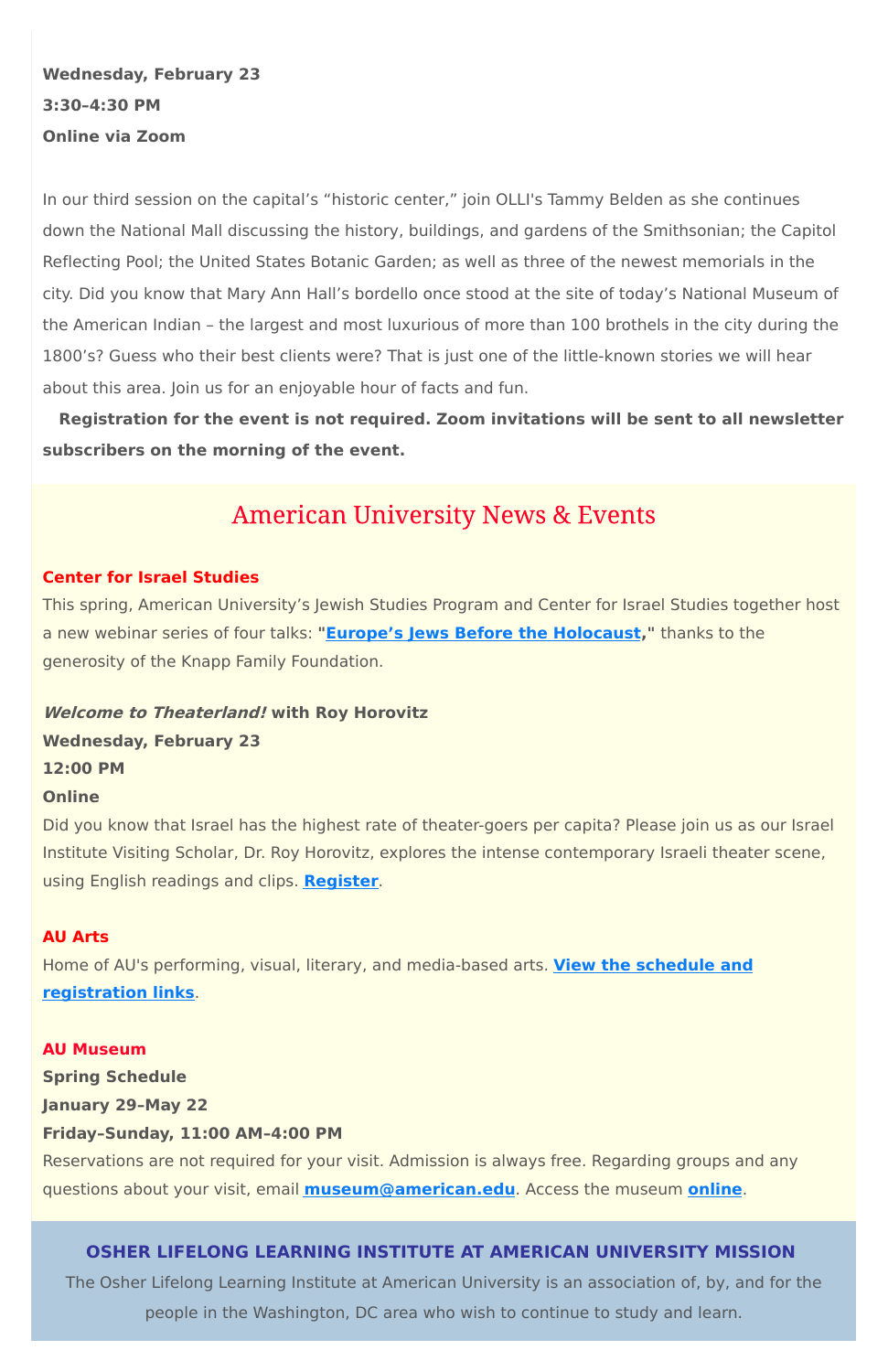**Wednesday, February 23**
**3:30–4:30 PM**
**Online via Zoom**

In our third session on the capital's "historic center," join OLLI's Tammy Belden as she continues down the National Mall discussing the history, buildings, and gardens of the Smithsonian; the Capitol Reflecting Pool; the United States Botanic Garden; as well as three of the newest memorials in the city. Did you know that Mary Ann Hall's bordello once stood at the site of today's National Museum of the American Indian – the largest and most luxurious of more than 100 brothels in the city during the 1800's? Guess who their best clients were? That is just one of the little-known stories we will hear about this area. Join us for an enjoyable hour of facts and fun.

**Registration for the event is not required. Zoom invitations will be sent to all newsletter subscribers on the morning of the event.**

## American University News & Events

**Center for Israel Studies**

This spring, American University's Jewish Studies Program and Center for Israel Studies together host a new webinar series of four talks: **"Europe's Jews Before the Holocaust,"** thanks to the generosity of the Knapp Family Foundation.

***Welcome to Theaterland!* with Roy Horovitz**
**Wednesday, February 23**
**12:00 PM**
**Online**

Did you know that Israel has the highest rate of theater-goers per capita? Please join us as our Israel Institute Visiting Scholar, Dr. Roy Horovitz, explores the intense contemporary Israeli theater scene, using English readings and clips. **Register**.

**AU Arts**

Home of AU's performing, visual, literary, and media-based arts. **View the schedule and registration links**.

**AU Museum**
**Spring Schedule**
**January 29–May 22**
**Friday–Sunday, 11:00 AM–4:00 PM**

Reservations are not required for your visit. Admission is always free. Regarding groups and any questions about your visit, email **museum@american.edu**. Access the museum **online**.

### OSHER LIFELONG LEARNING INSTITUTE AT AMERICAN UNIVERSITY MISSION

The Osher Lifelong Learning Institute at American University is an association of, by, and for the people in the Washington, DC area who wish to continue to study and learn.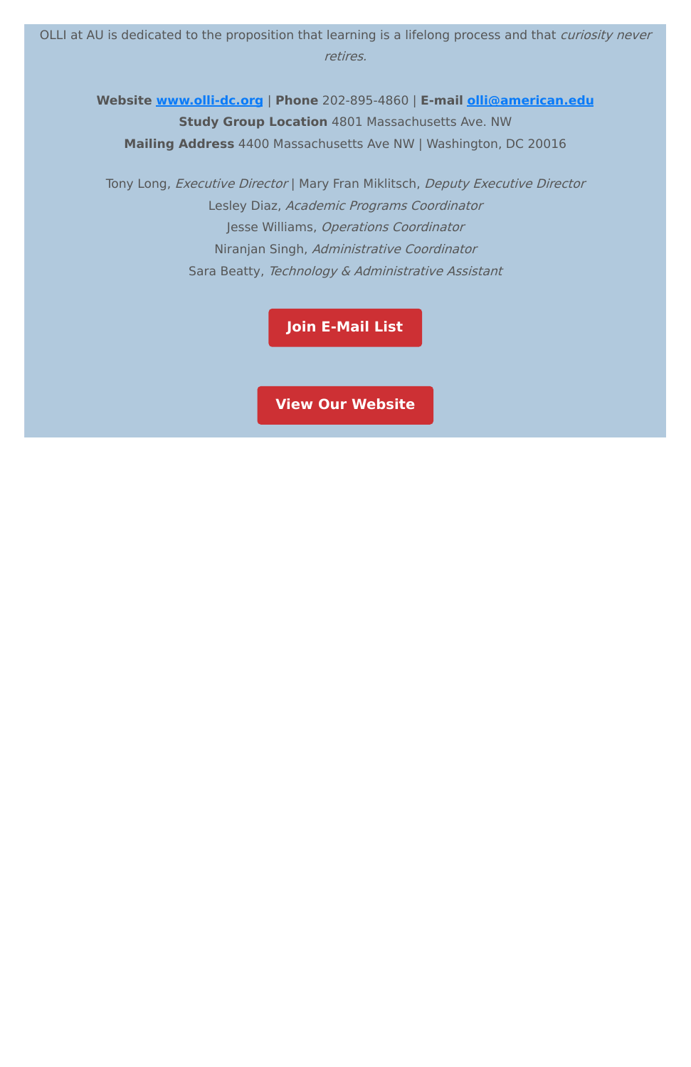OLLI at AU is dedicated to the proposition that learning is a lifelong process and that *curiosity never retires.*

**Website** [www.olli-dc.org](http://www.olli-dc.org) | **Phone** 202-895-4860 | **E-mail** [olli@american.edu](mailto:olli@american.edu)
**Study Group Location** 4801 Massachusetts Ave. NW
**Mailing Address** 4400 Massachusetts Ave NW | Washington, DC 20016

Tony Long, *Executive Director* | Mary Fran Miklitsch, *Deputy Executive Director*
Lesley Diaz, *Academic Programs Coordinator*
Jesse Williams, *Operations Coordinator*
Niranjan Singh, *Administrative Coordinator*
Sara Beatty, *Technology & Administrative Assistant*

**Join E-Mail List**

**View Our Website**